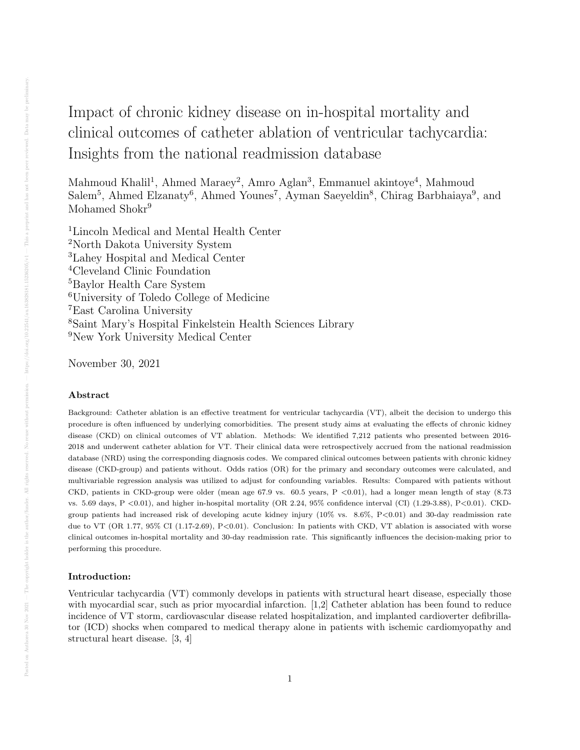# Impact of chronic kidney disease on in-hospital mortality and clinical outcomes of catheter ablation of ventricular tachycardia: Insights from the national readmission database

Mahmoud Khalil[1], Ahmed Maraey[2], Amro Aglan[3], Emmanuel akintoye[4], Mahmoud Salem[5], Ahmed Elzanaty[6], Ahmed Younes[7], Ayman Saeyeldin[8], Chirag Barbhaiaya[9], and Mohamed Shokr[9]

[1]Lincoln Medical and Mental Health Center
[2]North Dakota University System
[3]Lahey Hospital and Medical Center
[4]Cleveland Clinic Foundation
[5]Baylor Health Care System
[6]University of Toledo College of Medicine
[7]East Carolina University
[8]Saint Mary's Hospital Finkelstein Health Sciences Library
[9]New York University Medical Center

November 30, 2021

### Abstract

Background: Catheter ablation is an effective treatment for ventricular tachycardia (VT), albeit the decision to undergo this procedure is often influenced by underlying comorbidities. The present study aims at evaluating the effects of chronic kidney disease (CKD) on clinical outcomes of VT ablation. Methods: We identified 7,212 patients who presented between 2016-2018 and underwent catheter ablation for VT. Their clinical data were retrospectively accrued from the national readmission database (NRD) using the corresponding diagnosis codes. We compared clinical outcomes between patients with chronic kidney disease (CKD-group) and patients without. Odds ratios (OR) for the primary and secondary outcomes were calculated, and multivariable regression analysis was utilized to adjust for confounding variables. Results: Compared with patients without CKD, patients in CKD-group were older (mean age 67.9 vs. 60.5 years, P <0.01), had a longer mean length of stay (8.73 vs. 5.69 days, P <0.01), and higher in-hospital mortality (OR 2.24, 95% confidence interval (CI) (1.29-3.88), P<0.01). CKD-group patients had increased risk of developing acute kidney injury (10% vs. 8.6%, P<0.01) and 30-day readmission rate due to VT (OR 1.77, 95% CI (1.17-2.69), P<0.01). Conclusion: In patients with CKD, VT ablation is associated with worse clinical outcomes in-hospital mortality and 30-day readmission rate. This significantly influences the decision-making prior to performing this procedure.

### Introduction:

Ventricular tachycardia (VT) commonly develops in patients with structural heart disease, especially those with myocardial scar, such as prior myocardial infarction. [1,2] Catheter ablation has been found to reduce incidence of VT storm, cardiovascular disease related hospitalization, and implanted cardioverter defibrillator (ICD) shocks when compared to medical therapy alone in patients with ischemic cardiomyopathy and structural heart disease. [3, 4]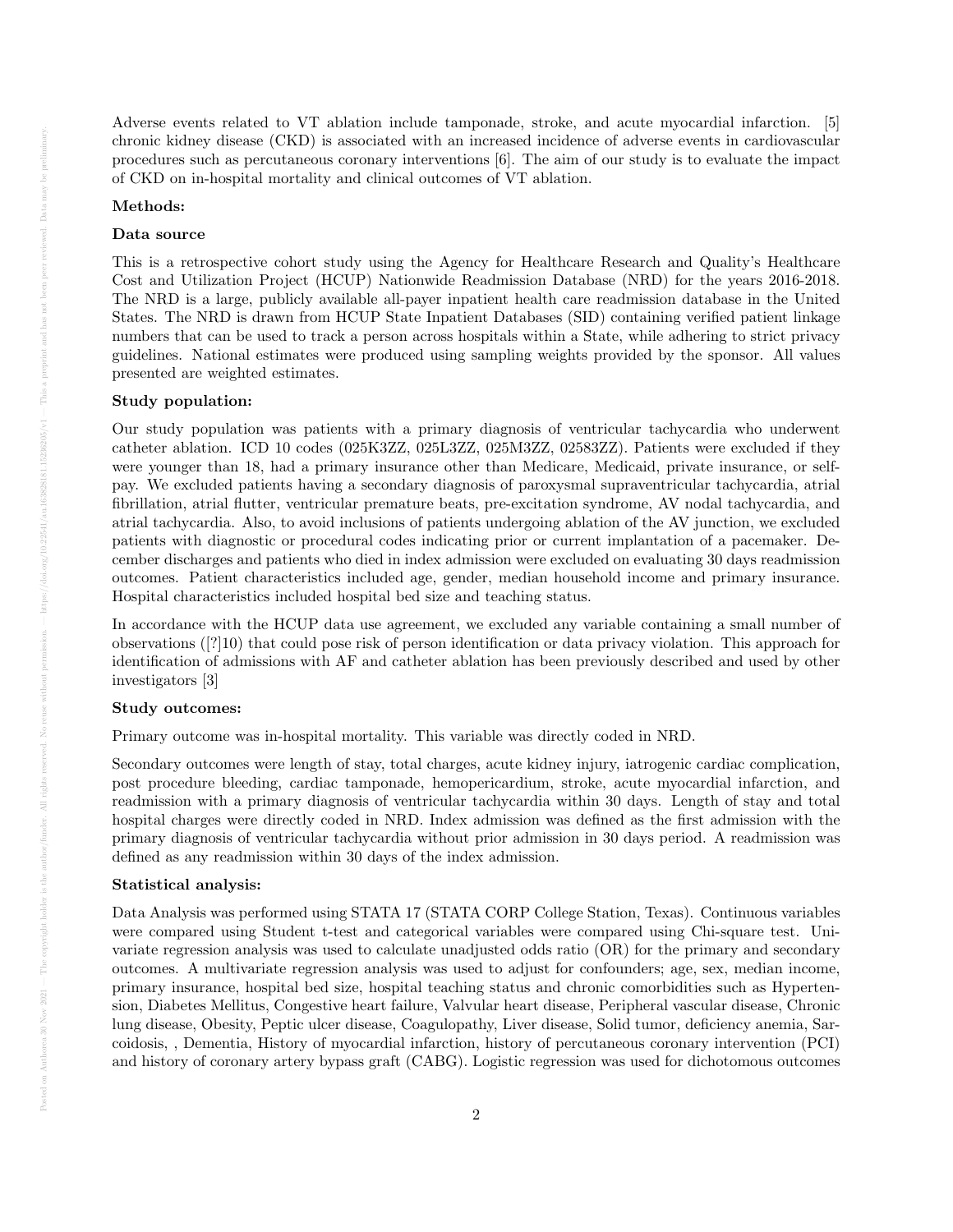Adverse events related to VT ablation include tamponade, stroke, and acute myocardial infarction. [5] chronic kidney disease (CKD) is associated with an increased incidence of adverse events in cardiovascular procedures such as percutaneous coronary interventions [6]. The aim of our study is to evaluate the impact of CKD on in-hospital mortality and clinical outcomes of VT ablation.

**Methods:**

**Data source**

This is a retrospective cohort study using the Agency for Healthcare Research and Quality's Healthcare Cost and Utilization Project (HCUP) Nationwide Readmission Database (NRD) for the years 2016-2018. The NRD is a large, publicly available all-payer inpatient health care readmission database in the United States. The NRD is drawn from HCUP State Inpatient Databases (SID) containing verified patient linkage numbers that can be used to track a person across hospitals within a State, while adhering to strict privacy guidelines. National estimates were produced using sampling weights provided by the sponsor. All values presented are weighted estimates.

**Study population:**

Our study population was patients with a primary diagnosis of ventricular tachycardia who underwent catheter ablation. ICD 10 codes (025K3ZZ, 025L3ZZ, 025M3ZZ, 02583ZZ). Patients were excluded if they were younger than 18, had a primary insurance other than Medicare, Medicaid, private insurance, or self-pay. We excluded patients having a secondary diagnosis of paroxysmal supraventricular tachycardia, atrial fibrillation, atrial flutter, ventricular premature beats, pre-excitation syndrome, AV nodal tachycardia, and atrial tachycardia. Also, to avoid inclusions of patients undergoing ablation of the AV junction, we excluded patients with diagnostic or procedural codes indicating prior or current implantation of a pacemaker. December discharges and patients who died in index admission were excluded on evaluating 30 days readmission outcomes. Patient characteristics included age, gender, median household income and primary insurance. Hospital characteristics included hospital bed size and teaching status.

In accordance with the HCUP data use agreement, we excluded any variable containing a small number of observations ([?]10) that could pose risk of person identification or data privacy violation. This approach for identification of admissions with AF and catheter ablation has been previously described and used by other investigators [3]

**Study outcomes:**

Primary outcome was in-hospital mortality. This variable was directly coded in NRD.

Secondary outcomes were length of stay, total charges, acute kidney injury, iatrogenic cardiac complication, post procedure bleeding, cardiac tamponade, hemopericardium, stroke, acute myocardial infarction, and readmission with a primary diagnosis of ventricular tachycardia within 30 days. Length of stay and total hospital charges were directly coded in NRD. Index admission was defined as the first admission with the primary diagnosis of ventricular tachycardia without prior admission in 30 days period. A readmission was defined as any readmission within 30 days of the index admission.

**Statistical analysis:**

Data Analysis was performed using STATA 17 (STATA CORP College Station, Texas). Continuous variables were compared using Student t-test and categorical variables were compared using Chi-square test. Univariate regression analysis was used to calculate unadjusted odds ratio (OR) for the primary and secondary outcomes. A multivariate regression analysis was used to adjust for confounders; age, sex, median income, primary insurance, hospital bed size, hospital teaching status and chronic comorbidities such as Hypertension, Diabetes Mellitus, Congestive heart failure, Valvular heart disease, Peripheral vascular disease, Chronic lung disease, Obesity, Peptic ulcer disease, Coagulopathy, Liver disease, Solid tumor, deficiency anemia, Sarcoidosis, , Dementia, History of myocardial infarction, history of percutaneous coronary intervention (PCI) and history of coronary artery bypass graft (CABG). Logistic regression was used for dichotomous outcomes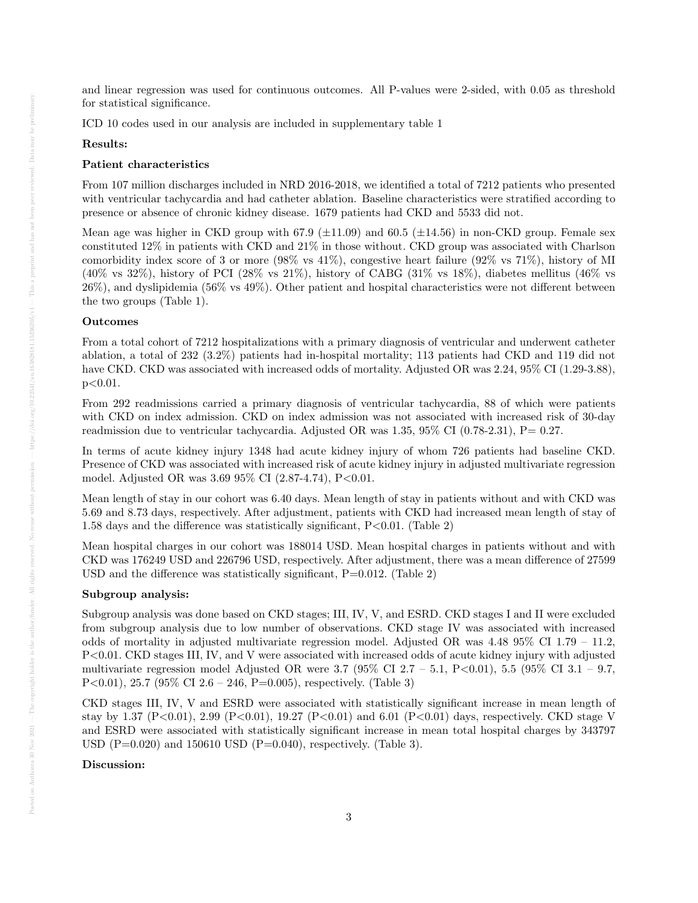and linear regression was used for continuous outcomes. All P-values were 2-sided, with 0.05 as threshold for statistical significance.

ICD 10 codes used in our analysis are included in supplementary table 1

**Results:**

**Patient characteristics**

From 107 million discharges included in NRD 2016-2018, we identified a total of 7212 patients who presented with ventricular tachycardia and had catheter ablation. Baseline characteristics were stratified according to presence or absence of chronic kidney disease. 1679 patients had CKD and 5533 did not.

Mean age was higher in CKD group with 67.9 ($\pm$11.09) and 60.5 ($\pm$14.56) in non-CKD group. Female sex constituted 12% in patients with CKD and 21% in those without. CKD group was associated with Charlson comorbidity index score of 3 or more (98% vs 41%), congestive heart failure (92% vs 71%), history of MI (40% vs 32%), history of PCI (28% vs 21%), history of CABG (31% vs 18%), diabetes mellitus (46% vs 26%), and dyslipidemia (56% vs 49%). Other patient and hospital characteristics were not different between the two groups (Table 1).

**Outcomes**

From a total cohort of 7212 hospitalizations with a primary diagnosis of ventricular and underwent catheter ablation, a total of 232 (3.2%) patients had in-hospital mortality; 113 patients had CKD and 119 did not have CKD. CKD was associated with increased odds of mortality. Adjusted OR was 2.24, 95% CI (1.29-3.88), $p<0.01$.

From 292 readmissions carried a primary diagnosis of ventricular tachycardia, 88 of which were patients with CKD on index admission. CKD on index admission was not associated with increased risk of 30-day readmission due to ventricular tachycardia. Adjusted OR was 1.35, 95% CI (0.78-2.31), P= 0.27.

In terms of acute kidney injury 1348 had acute kidney injury of whom 726 patients had baseline CKD. Presence of CKD was associated with increased risk of acute kidney injury in adjusted multivariate regression model. Adjusted OR was 3.69 95% CI (2.87-4.74), $P<0.01$.

Mean length of stay in our cohort was 6.40 days. Mean length of stay in patients without and with CKD was 5.69 and 8.73 days, respectively. After adjustment, patients with CKD had increased mean length of stay of 1.58 days and the difference was statistically significant, $P<0.01$. (Table 2)

Mean hospital charges in our cohort was 188014 USD. Mean hospital charges in patients without and with CKD was 176249 USD and 226796 USD, respectively. After adjustment, there was a mean difference of 27599 USD and the difference was statistically significant, P=0.012. (Table 2)

**Subgroup analysis:**

Subgroup analysis was done based on CKD stages; III, IV, V, and ESRD. CKD stages I and II were excluded from subgroup analysis due to low number of observations. CKD stage IV was associated with increased odds of mortality in adjusted multivariate regression model. Adjusted OR was 4.48 95% CI 1.79 – 11.2, $P<0.01$. CKD stages III, IV, and V were associated with increased odds of acute kidney injury with adjusted multivariate regression model Adjusted OR were 3.7 (95% CI 2.7 – 5.1, $P<0.01$), 5.5 (95% CI 3.1 – 9.7, $P<0.01$), 25.7 (95% CI 2.6 – 246, P=0.005), respectively. (Table 3)

CKD stages III, IV, V and ESRD were associated with statistically significant increase in mean length of stay by 1.37 ($P<0.01$), 2.99 ($P<0.01$), 19.27 ($P<0.01$) and 6.01 ($P<0.01$) days, respectively. CKD stage V and ESRD were associated with statistically significant increase in mean total hospital charges by 343797 USD (P=0.020) and 150610 USD (P=0.040), respectively. (Table 3).

**Discussion:**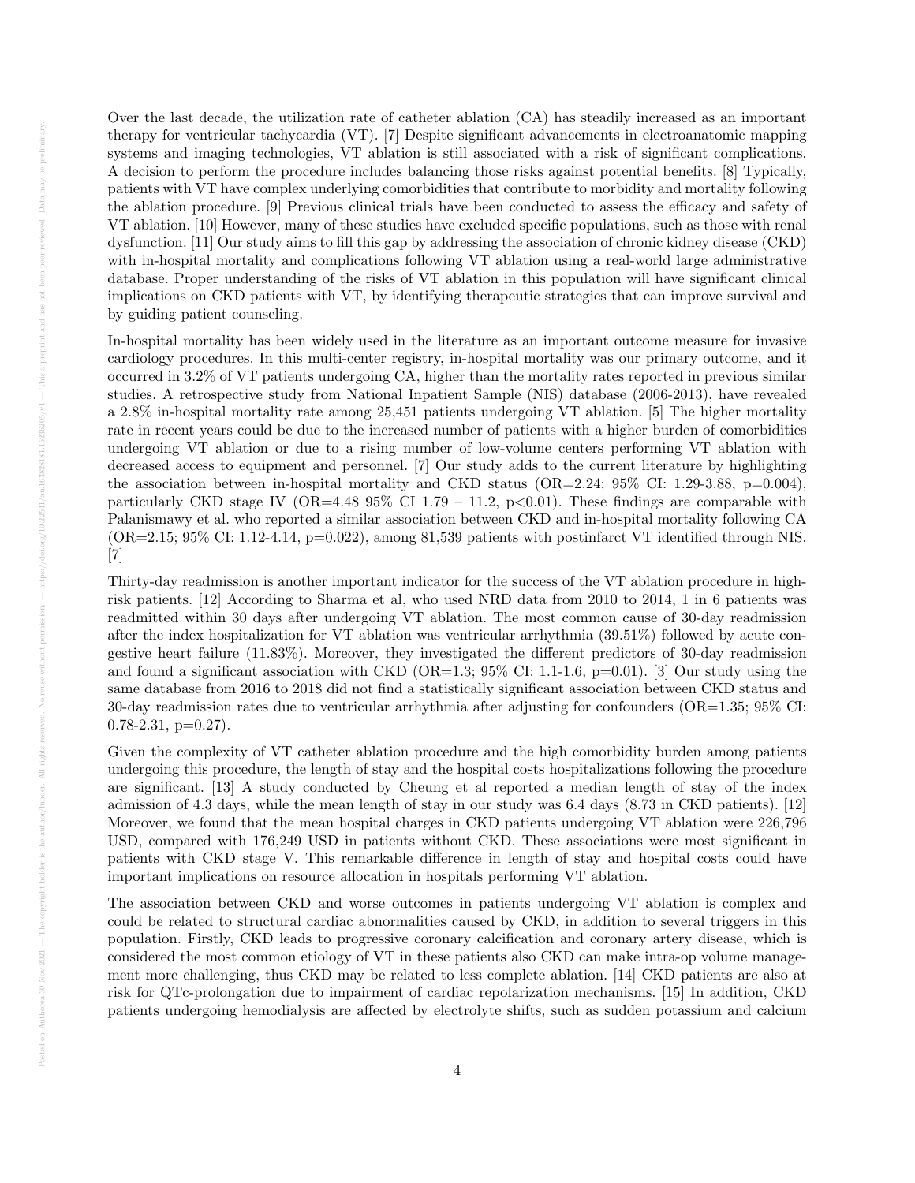Over the last decade, the utilization rate of catheter ablation (CA) has steadily increased as an important therapy for ventricular tachycardia (VT). [7] Despite significant advancements in electroanatomic mapping systems and imaging technologies, VT ablation is still associated with a risk of significant complications. A decision to perform the procedure includes balancing those risks against potential benefits. [8] Typically, patients with VT have complex underlying comorbidities that contribute to morbidity and mortality following the ablation procedure. [9] Previous clinical trials have been conducted to assess the efficacy and safety of VT ablation. [10] However, many of these studies have excluded specific populations, such as those with renal dysfunction. [11] Our study aims to fill this gap by addressing the association of chronic kidney disease (CKD) with in-hospital mortality and complications following VT ablation using a real-world large administrative database. Proper understanding of the risks of VT ablation in this population will have significant clinical implications on CKD patients with VT, by identifying therapeutic strategies that can improve survival and by guiding patient counseling.

In-hospital mortality has been widely used in the literature as an important outcome measure for invasive cardiology procedures. In this multi-center registry, in-hospital mortality was our primary outcome, and it occurred in 3.2% of VT patients undergoing CA, higher than the mortality rates reported in previous similar studies. A retrospective study from National Inpatient Sample (NIS) database (2006-2013), have revealed a 2.8% in-hospital mortality rate among 25,451 patients undergoing VT ablation. [5] The higher mortality rate in recent years could be due to the increased number of patients with a higher burden of comorbidities undergoing VT ablation or due to a rising number of low-volume centers performing VT ablation with decreased access to equipment and personnel. [7] Our study adds to the current literature by highlighting the association between in-hospital mortality and CKD status (OR=2.24; 95% CI: 1.29-3.88, p=0.004), particularly CKD stage IV (OR=4.48 95% CI 1.79 – 11.2, p<0.01). These findings are comparable with Palanismawy et al. who reported a similar association between CKD and in-hospital mortality following CA (OR=2.15; 95% CI: 1.12-4.14, p=0.022), among 81,539 patients with postinfarct VT identified through NIS. [7]

Thirty-day readmission is another important indicator for the success of the VT ablation procedure in high-risk patients. [12] According to Sharma et al, who used NRD data from 2010 to 2014, 1 in 6 patients was readmitted within 30 days after undergoing VT ablation. The most common cause of 30-day readmission after the index hospitalization for VT ablation was ventricular arrhythmia (39.51%) followed by acute congestive heart failure (11.83%). Moreover, they investigated the different predictors of 30-day readmission and found a significant association with CKD (OR=1.3; 95% CI: 1.1-1.6, p=0.01). [3] Our study using the same database from 2016 to 2018 did not find a statistically significant association between CKD status and 30-day readmission rates due to ventricular arrhythmia after adjusting for confounders (OR=1.35; 95% CI: 0.78-2.31, p=0.27).

Given the complexity of VT catheter ablation procedure and the high comorbidity burden among patients undergoing this procedure, the length of stay and the hospital costs hospitalizations following the procedure are significant. [13] A study conducted by Cheung et al reported a median length of stay of the index admission of 4.3 days, while the mean length of stay in our study was 6.4 days (8.73 in CKD patients). [12] Moreover, we found that the mean hospital charges in CKD patients undergoing VT ablation were 226,796 USD, compared with 176,249 USD in patients without CKD. These associations were most significant in patients with CKD stage V. This remarkable difference in length of stay and hospital costs could have important implications on resource allocation in hospitals performing VT ablation.

The association between CKD and worse outcomes in patients undergoing VT ablation is complex and could be related to structural cardiac abnormalities caused by CKD, in addition to several triggers in this population. Firstly, CKD leads to progressive coronary calcification and coronary artery disease, which is considered the most common etiology of VT in these patients also CKD can make intra-op volume management more challenging, thus CKD may be related to less complete ablation. [14] CKD patients are also at risk for QTc-prolongation due to impairment of cardiac repolarization mechanisms. [15] In addition, CKD patients undergoing hemodialysis are affected by electrolyte shifts, such as sudden potassium and calcium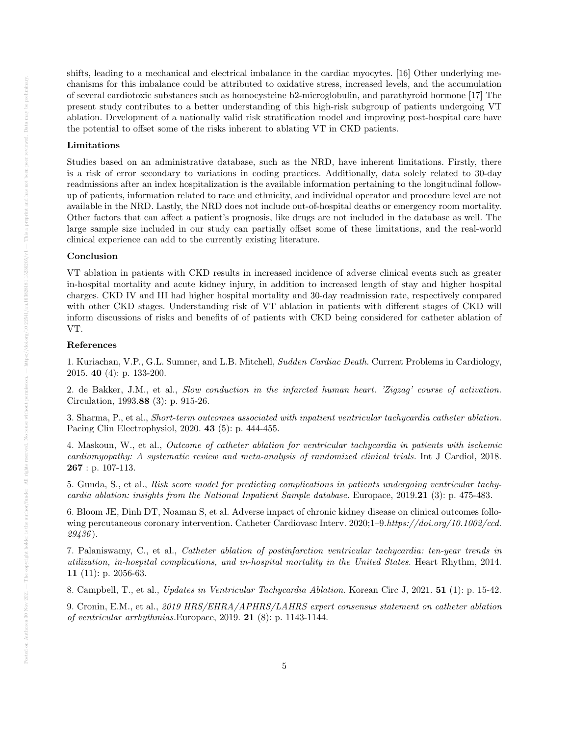shifts, leading to a mechanical and electrical imbalance in the cardiac myocytes. [16] Other underlying mechanisms for this imbalance could be attributed to oxidative stress, increased levels, and the accumulation of several cardiotoxic substances such as homocysteine b2-microglobulin, and parathyroid hormone [17] The present study contributes to a better understanding of this high-risk subgroup of patients undergoing VT ablation. Development of a nationally valid risk stratification model and improving post-hospital care have the potential to offset some of the risks inherent to ablating VT in CKD patients.

### Limitations

Studies based on an administrative database, such as the NRD, have inherent limitations. Firstly, there is a risk of error secondary to variations in coding practices. Additionally, data solely related to 30-day readmissions after an index hospitalization is the available information pertaining to the longitudinal follow-up of patients, information related to race and ethnicity, and individual operator and procedure level are not available in the NRD. Lastly, the NRD does not include out-of-hospital deaths or emergency room mortality. Other factors that can affect a patient's prognosis, like drugs are not included in the database as well. The large sample size included in our study can partially offset some of these limitations, and the real-world clinical experience can add to the currently existing literature.

### Conclusion

VT ablation in patients with CKD results in increased incidence of adverse clinical events such as greater in-hospital mortality and acute kidney injury, in addition to increased length of stay and higher hospital charges. CKD IV and III had higher hospital mortality and 30-day readmission rate, respectively compared with other CKD stages. Understanding risk of VT ablation in patients with different stages of CKD will inform discussions of risks and benefits of of patients with CKD being considered for catheter ablation of VT.

### References

1. Kuriachan, V.P., G.L. Sumner, and L.B. Mitchell, *Sudden Cardiac Death.* Current Problems in Cardiology, 2015. **40** (4): p. 133-200.

2. de Bakker, J.M., et al., *Slow conduction in the infarcted human heart. 'Zigzag' course of activation.* Circulation, 1993.**88** (3): p. 915-26.

3. Sharma, P., et al., *Short-term outcomes associated with inpatient ventricular tachycardia catheter ablation.* Pacing Clin Electrophysiol, 2020. **43** (5): p. 444-455.

4. Maskoun, W., et al., *Outcome of catheter ablation for ventricular tachycardia in patients with ischemic cardiomyopathy: A systematic review and meta-analysis of randomized clinical trials.* Int J Cardiol, 2018. **267** : p. 107-113.

5. Gunda, S., et al., *Risk score model for predicting complications in patients undergoing ventricular tachycardia ablation: insights from the National Inpatient Sample database.* Europace, 2019.**21** (3): p. 475-483.

6. Bloom JE, Dinh DT, Noaman S, et al. Adverse impact of chronic kidney disease on clinical outcomes following percutaneous coronary intervention. Catheter Cardiovasc Interv. 2020;1–9.*https://doi.org/10.1002/ccd.29436*).

7. Palaniswamy, C., et al., *Catheter ablation of postinfarction ventricular tachycardia: ten-year trends in utilization, in-hospital complications, and in-hospital mortality in the United States.* Heart Rhythm, 2014. **11** (11): p. 2056-63.

8. Campbell, T., et al., *Updates in Ventricular Tachycardia Ablation.* Korean Circ J, 2021. **51** (1): p. 15-42.

9. Cronin, E.M., et al., *2019 HRS/EHRA/APHRS/LAHRS expert consensus statement on catheter ablation of ventricular arrhythmias.*Europace, 2019. **21** (8): p. 1143-1144.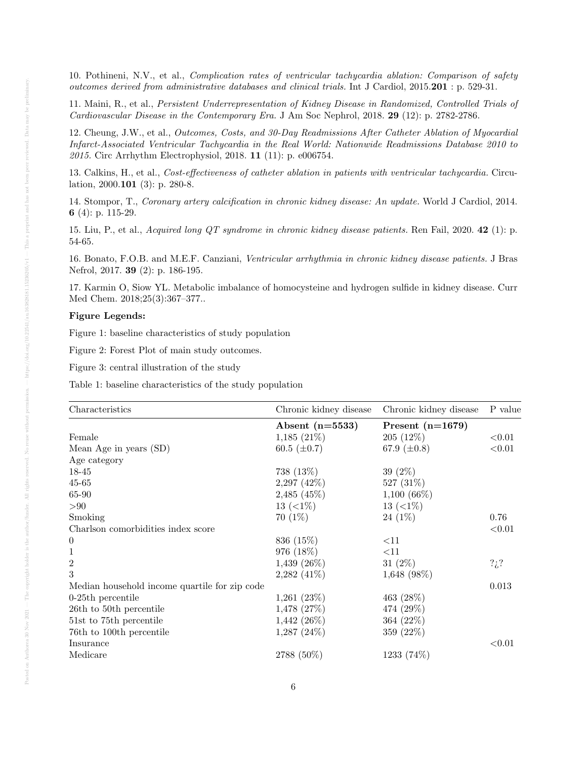10. Pothineni, N.V., et al., *Complication rates of ventricular tachycardia ablation: Comparison of safety outcomes derived from administrative databases and clinical trials.* Int J Cardiol, 2015.**201** : p. 529-31.

11. Maini, R., et al., *Persistent Underrepresentation of Kidney Disease in Randomized, Controlled Trials of Cardiovascular Disease in the Contemporary Era.* J Am Soc Nephrol, 2018. **29** (12): p. 2782-2786.

12. Cheung, J.W., et al., *Outcomes, Costs, and 30-Day Readmissions After Catheter Ablation of Myocardial Infarct-Associated Ventricular Tachycardia in the Real World: Nationwide Readmissions Database 2010 to 2015.* Circ Arrhythm Electrophysiol, 2018. **11** (11): p. e006754.

13. Calkins, H., et al., *Cost-effectiveness of catheter ablation in patients with ventricular tachycardia.* Circulation, 2000.**101** (3): p. 280-8.

14. Stompor, T., *Coronary artery calcification in chronic kidney disease: An update.* World J Cardiol, 2014. **6** (4): p. 115-29.

15. Liu, P., et al., *Acquired long QT syndrome in chronic kidney disease patients.* Ren Fail, 2020. **42** (1): p. 54-65.

16. Bonato, F.O.B. and M.E.F. Canziani, *Ventricular arrhythmia in chronic kidney disease patients.* J Bras Nefrol, 2017. **39** (2): p. 186-195.

17. Karmin O, Siow YL. Metabolic imbalance of homocysteine and hydrogen sulfide in kidney disease. Curr Med Chem. 2018;25(3):367–377..

**Figure Legends:**

Figure 1: baseline characteristics of study population

Figure 2: Forest Plot of main study outcomes.

Figure 3: central illustration of the study

Table 1: baseline characteristics of the study population

| Characteristics | Chronic kidney disease | Chronic kidney disease | P value |
|---|---|---|---|
| | **Absent (n=5533)** | **Present (n=1679)** | |
| Female | 1,185 (21%) | 205 (12%) | <0.01 |
| Mean Age in years (SD) | 60.5 (±0.7) | 67.9 (±0.8) | <0.01 |
| Age category | | | |
| 18-45 | 738 (13%) | 39 (2%) | |
| 45-65 | 2,297 (42%) | 527 (31%) | |
| 65-90 | 2,485 (45%) | 1,100 (66%) | |
| >90 | 13 (<1%) | 13 (<1%) | |
| Smoking | 70 (1%) | 24 (1%) | 0.76 |
| Charlson comorbidities index score | | | <0.01 |
| 0 | 836 (15%) | <11 | |
| 1 | 976 (18%) | <11 | |
| 2 | 1,439 (26%) | 31 (2%) | ?¿? |
| 3 | 2,282 (41%) | 1,648 (98%) | |
| Median household income quartile for zip code | | | 0.013 |
| 0-25th percentile | 1,261 (23%) | 463 (28%) | |
| 26th to 50th percentile | 1,478 (27%) | 474 (29%) | |
| 51st to 75th percentile | 1,442 (26%) | 364 (22%) | |
| 76th to 100th percentile | 1,287 (24%) | 359 (22%) | |
| Insurance | | | <0.01 |
| Medicare | 2788 (50%) | 1233 (74%) | |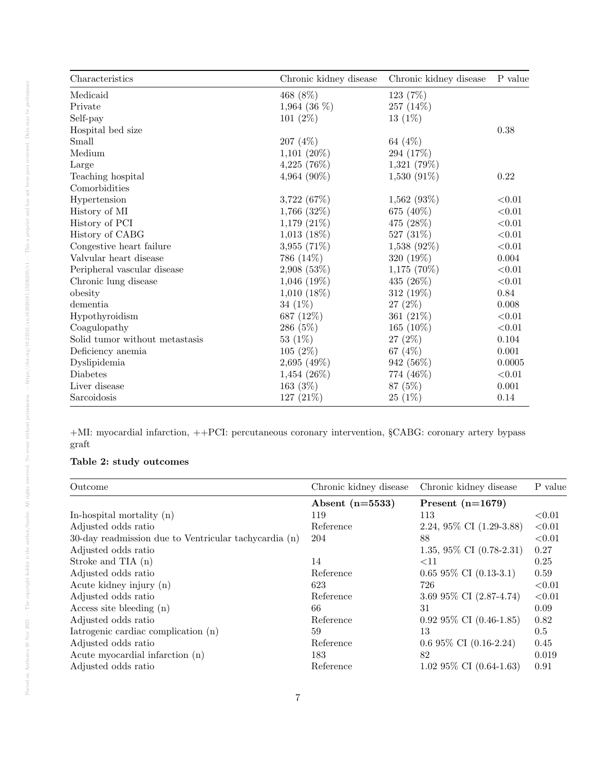| Characteristics | Chronic kidney disease | Chronic kidney disease | P value |
|---|---|---|---|
| Medicaid | 468 (8%) | 123 (7%) | |
| Private | 1,964 (36 %) | 257 (14%) | |
| Self-pay | 101 (2%) | 13 (1%) | |
| Hospital bed size | | | 0.38 |
| Small | 207 (4%) | 64 (4%) | |
| Medium | 1,101 (20%) | 294 (17%) | |
| Large | 4,225 (76%) | 1,321 (79%) | |
| Teaching hospital | 4,964 (90%) | 1,530 (91%) | 0.22 |
| Comorbidities | | | |
| Hypertension | 3,722 (67%) | 1,562 (93%) | <0.01 |
| History of MI | 1,766 (32%) | 675 (40%) | <0.01 |
| History of PCI | 1,179 (21%) | 475 (28%) | <0.01 |
| History of CABG | 1,013 (18%) | 527 (31%) | <0.01 |
| Congestive heart failure | 3,955 (71%) | 1,538 (92%) | <0.01 |
| Valvular heart disease | 786 (14%) | 320 (19%) | 0.004 |
| Peripheral vascular disease | 2,908 (53%) | 1,175 (70%) | <0.01 |
| Chronic lung disease | 1,046 (19%) | 435 (26%) | <0.01 |
| obesity | 1,010 (18%) | 312 (19%) | 0.84 |
| dementia | 34 (1%) | 27 (2%) | 0.008 |
| Hypothyroidism | 687 (12%) | 361 (21%) | <0.01 |
| Coagulopathy | 286 (5%) | 165 (10%) | <0.01 |
| Solid tumor without metastasis | 53 (1%) | 27 (2%) | 0.104 |
| Deficiency anemia | 105 (2%) | 67 (4%) | 0.001 |
| Dyslipidemia | 2,695 (49%) | 942 (56%) | 0.0005 |
| Diabetes | 1,454 (26%) | 774 (46%) | <0.01 |
| Liver disease | 163 (3%) | 87 (5%) | 0.001 |
| Sarcoidosis | 127 (21%) | 25 (1%) | 0.14 |

+MI: myocardial infarction, ++PCI: percutaneous coronary intervention, §CABG: coronary artery bypass graft

**Table 2: study outcomes**

| Outcome | Chronic kidney disease | Chronic kidney disease | P value |
|---|---|---|---|
| | **Absent (n=5533)** | **Present (n=1679)** | |
| In-hospital mortality (n) | 119 | 113 | <0.01 |
| Adjusted odds ratio | Reference | 2.24, 95% CI (1.29-3.88) | <0.01 |
| 30-day readmission due to Ventricular tachycardia (n) | 204 | 88 | <0.01 |
| Adjusted odds ratio | | 1.35, 95% CI (0.78-2.31) | 0.27 |
| Stroke and TIA (n) | 14 | <11 | 0.25 |
| Adjusted odds ratio | Reference | 0.65 95% CI (0.13-3.1) | 0.59 |
| Acute kidney injury (n) | 623 | 726 | <0.01 |
| Adjusted odds ratio | Reference | 3.69 95% CI (2.87-4.74) | <0.01 |
| Access site bleeding (n) | 66 | 31 | 0.09 |
| Adjusted odds ratio | Reference | 0.92 95% CI (0.46-1.85) | 0.82 |
| Iatrogenic cardiac complication (n) | 59 | 13 | 0.5 |
| Adjusted odds ratio | Reference | 0.6 95% CI (0.16-2.24) | 0.45 |
| Acute myocardial infarction (n) | 183 | 82 | 0.019 |
| Adjusted odds ratio | Reference | 1.02 95% CI (0.64-1.63) | 0.91 |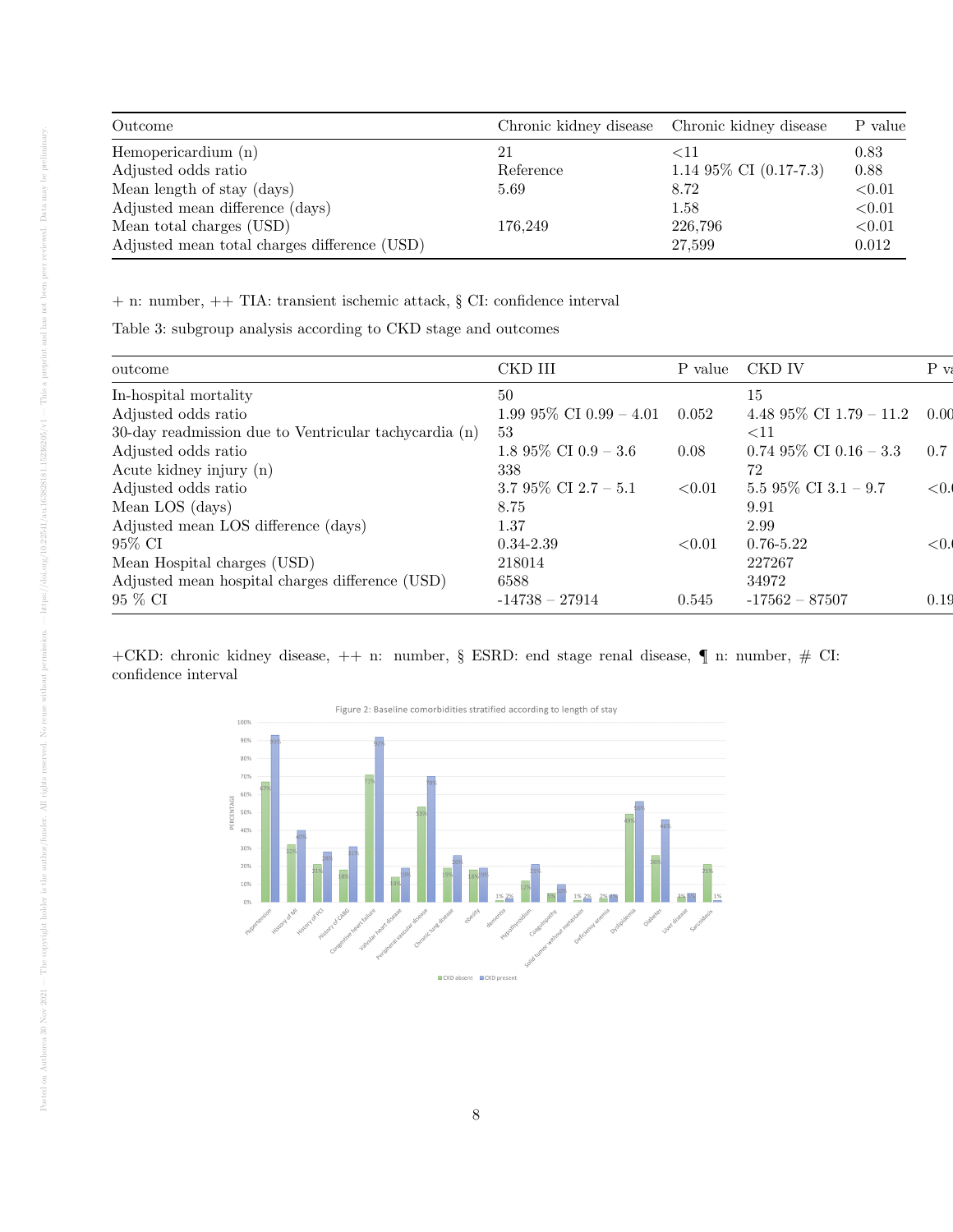| Outcome | Chronic kidney disease | Chronic kidney disease | P value |
|---|---|---|---|
| Hemopericardium (n) | 21 | <11 | 0.83 |
| Adjusted odds ratio | Reference | 1.14 95% CI (0.17-7.3) | 0.88 |
| Mean length of stay (days) | 5.69 | 8.72 | <0.01 |
| Adjusted mean difference (days) | | 1.58 | <0.01 |
| Mean total charges (USD) | 176,249 | 226,796 | <0.01 |
| Adjusted mean total charges difference (USD) | | 27,599 | 0.012 |

+ n: number, ++ TIA: transient ischemic attack, § CI: confidence interval

Table 3: subgroup analysis according to CKD stage and outcomes

| outcome | CKD III | P value | CKD IV | P va |
|---|---|---|---|---|
| In-hospital mortality | 50 | | 15 | |
| Adjusted odds ratio | 1.99 95% CI 0.99 – 4.01 | 0.052 | 4.48 95% CI 1.79 – 11.2 | 0.00 |
| 30-day readmission due to Ventricular tachycardia (n) | 53 | | <11 | |
| Adjusted odds ratio | 1.8 95% CI 0.9 – 3.6 | 0.08 | 0.74 95% CI 0.16 – 3.3 | 0.7 |
| Acute kidney injury (n) | 338 | | 72 | |
| Adjusted odds ratio | 3.7 95% CI 2.7 – 5.1 | <0.01 | 5.5 95% CI 3.1 – 9.7 | <0.( |
| Mean LOS (days) | 8.75 | | 9.91 | |
| Adjusted mean LOS difference (days) | 1.37 | | 2.99 | |
| 95% CI | 0.34-2.39 | <0.01 | 0.76-5.22 | <0.( |
| Mean Hospital charges (USD) | 218014 | | 227267 | |
| Adjusted mean hospital charges difference (USD) | 6588 | | 34972 | |
| 95 % CI | -14738 – 27914 | 0.545 | -17562 – 87507 | 0.19 |

+CKD: chronic kidney disease, ++ n: number, § ESRD: end stage renal disease, ¶ n: number, # CI: confidence interval

Figure 2: Baseline comorbidities stratified according to length of stay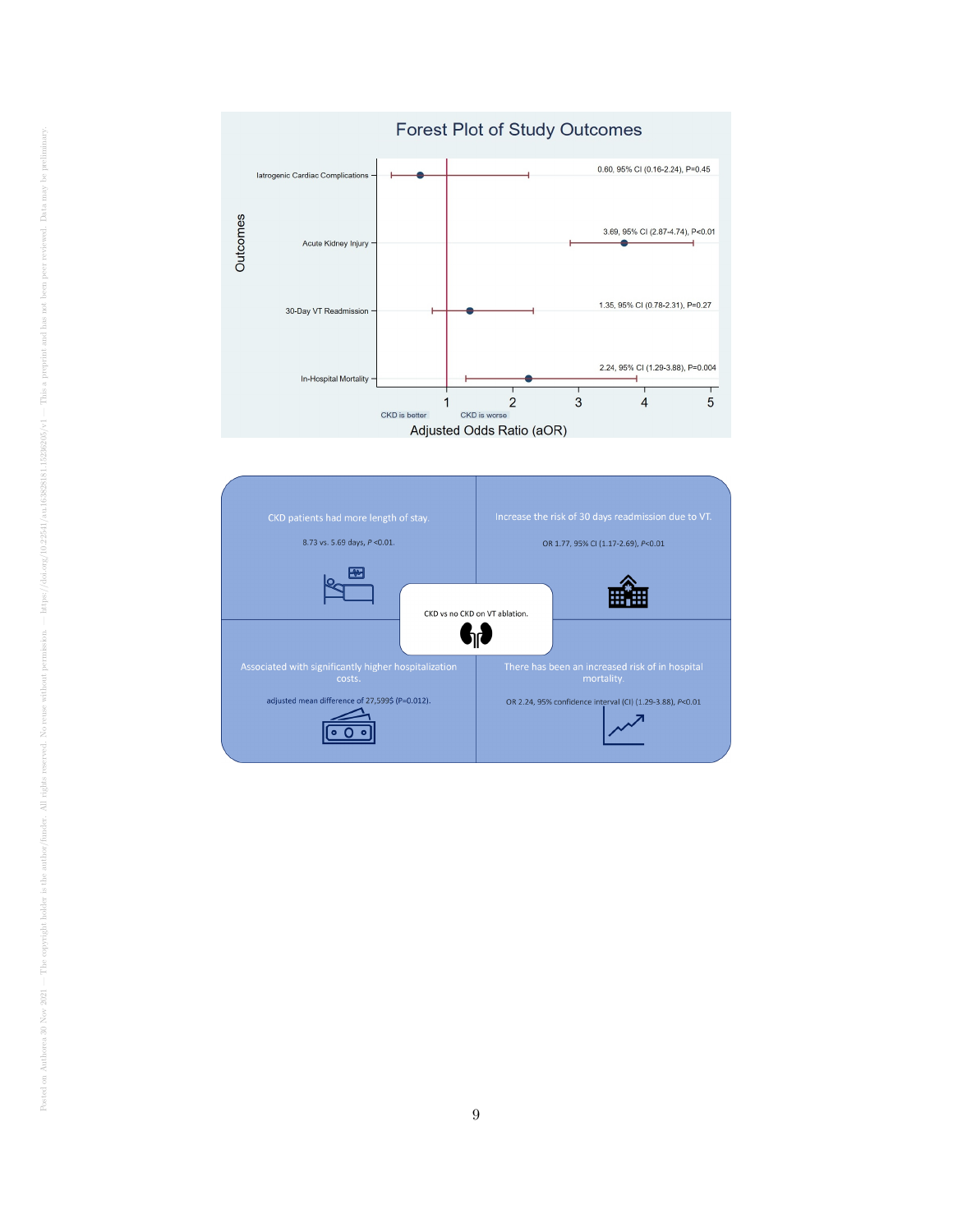Forest Plot of Study Outcomes

Outcomes

Iatrogenic Cardiac Complications

Acute Kidney Injury

30-Day VT Readmission

In-Hospital Mortality

0.60, 95% CI (0.16-2.24), P=0.45

3.69, 95% CI (2.87-4.74), P<0.01

1.35, 95% CI (0.78-2.31), P=0.27

2.24, 95% CI (1.29-3.88), P=0.004

1 2 3 4 5

CKD is better

CKD is worse

Adjusted Odds Ratio (aOR)

CKD patients had more length of stay.

8.73 vs. 5.69 days, *P* <0.01.

Increase the risk of 30 days readmission due to VT.

OR 1.77, 95% CI (1.17-2.69), *P*<0.01

CKD vs no CKD on VT ablation.

Associated with significantly higher hospitalization costs.

adjusted mean difference of 27,599$ (P=0.012).

There has been an increased risk of in hospital mortality.

OR 2.24, 95% confidence interval (CI) (1.29-3.88), *P*<0.01